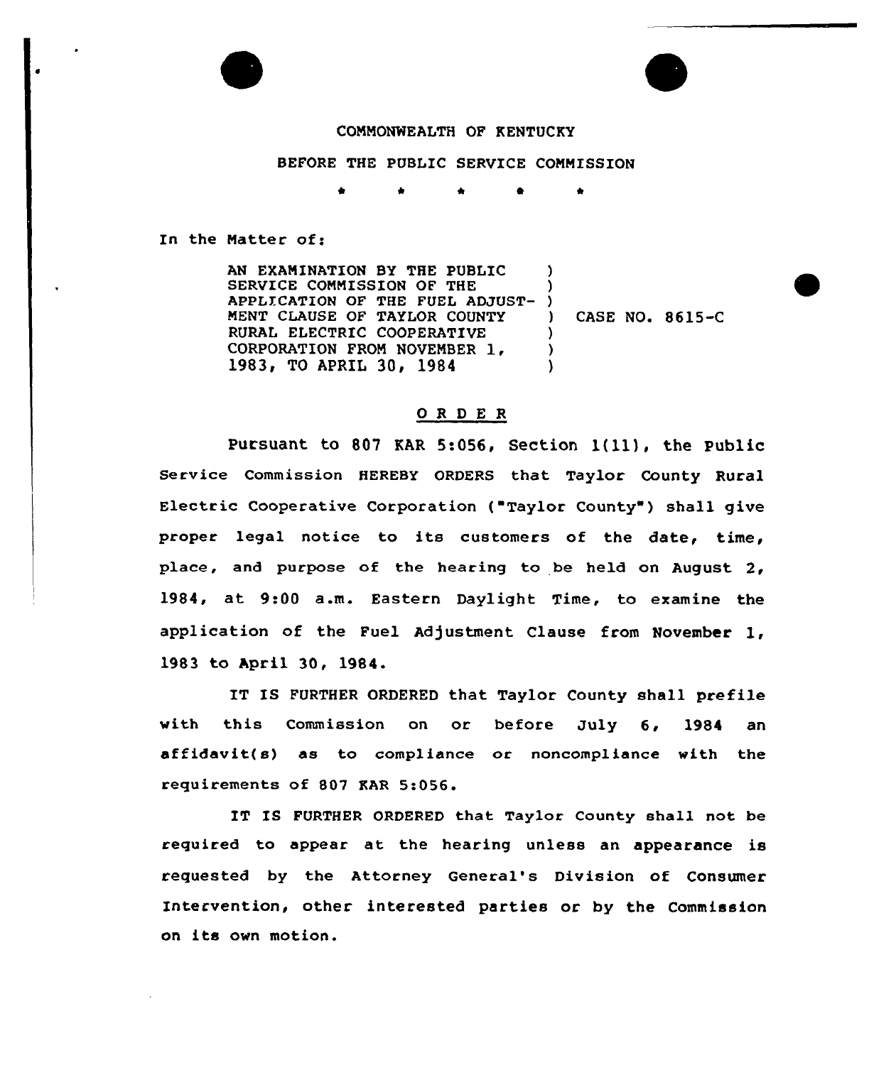COMMONWEALTH OF KENTUCKY

BEFORE THE PUBLIC SERVICE COMMISSION

\* \* \* \* \*

In the Matter of:

AN EXAMINATION BY THE PUBLIC SERVICE COMMISSION OF THE APPLICATION OF THE FUEL ADJUSTMENT CLAUSE OF TAYLOR COUNTY RURAL ELECTRIC COOPERATIVE CORPORATION FROM NOVEMBER 1, 1983, TO APRIL 30, 1984 ) CASE NO. 8615-C

## O R D E R

Pursuant to 807 KAR 5:056, Section 1(11), the Public Service Commission HEREBY ORDERS that Taylor County Rural Electric Cooperative Corporation ("Taylor County") shall give proper legal notice to its customers of the date, time, place, and purpose of the hearing to be held on August 2, 1984, at 9:00 a.m. Eastern Daylight Time, to examine the application of the Fuel Adjustment Clause from November 1, 1983 to April 30, 1984.

IT IS FURTHER ORDERED that Taylor County shall prefile with this Commission on or before July 6, 1984 an affidavit(s) as to compliance or noncompliance with the requirements of 807 KAR 5:056.

IT IS FURTHER ORDERED that Taylor County shall not be required to appear at the hearing unless an appearance is requested by the Attorney General's Division of Consumer Intervention, other interested parties or by the Commission on its own motion.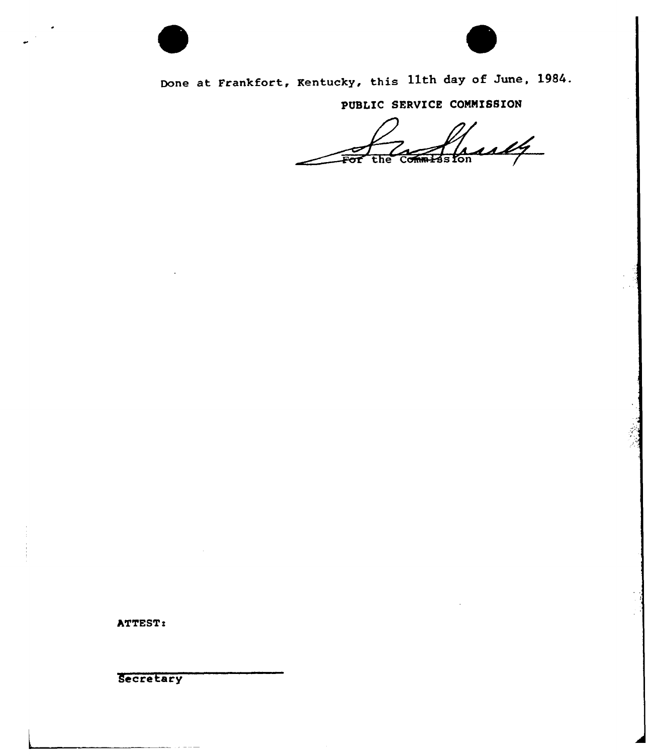Done at Frankfort, Kentucky, this 11th day of June, 1984.

PUBLIC SERVICE COMMISSION

For the Commission

ATTEST:

Secretary